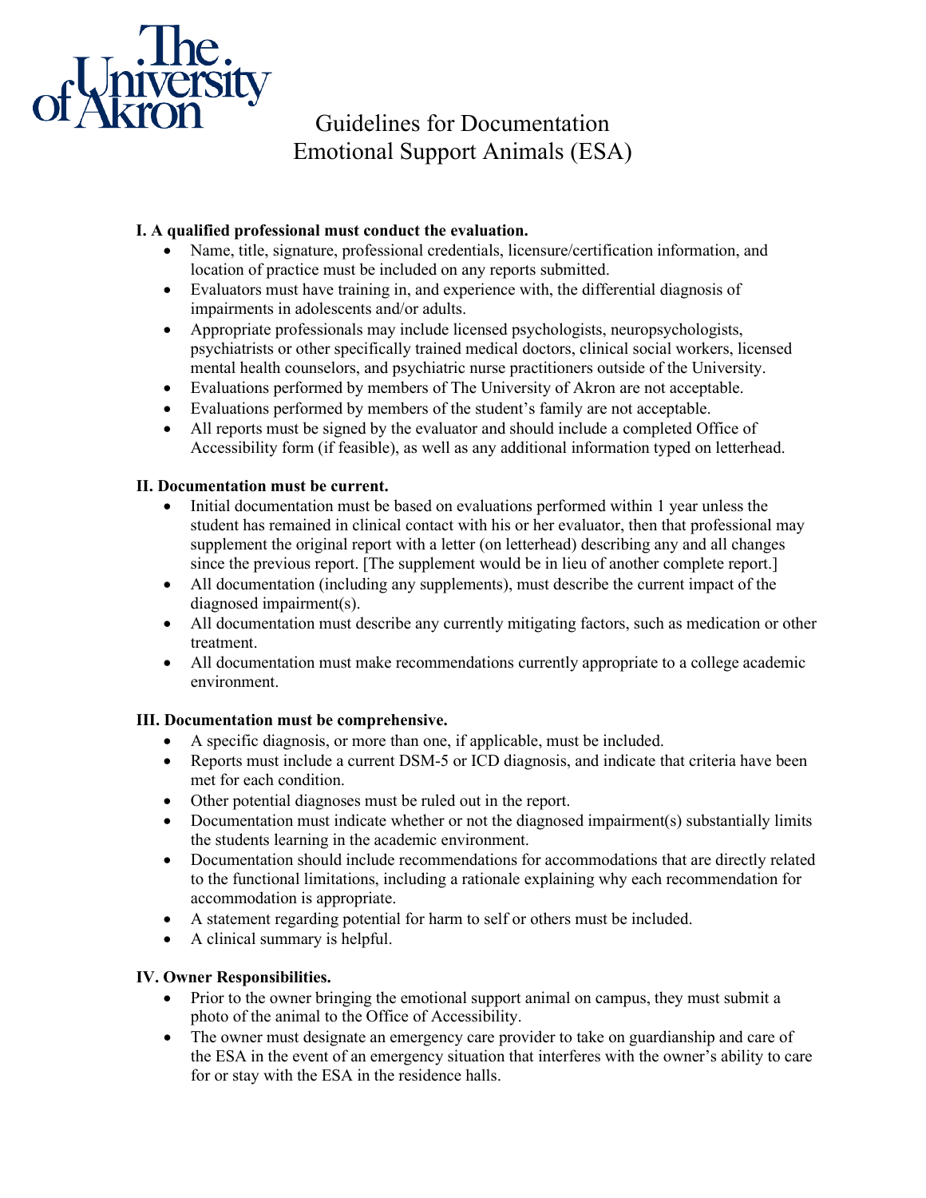The University of Akron

# Guidelines for Documentation
# Emotional Support Animals (ESA)

**I. A qualified professional must conduct the evaluation.**

- Name, title, signature, professional credentials, licensure/certification information, and location of practice must be included on any reports submitted.
- Evaluators must have training in, and experience with, the differential diagnosis of impairments in adolescents and/or adults.
- Appropriate professionals may include licensed psychologists, neuropsychologists, psychiatrists or other specifically trained medical doctors, clinical social workers, licensed mental health counselors, and psychiatric nurse practitioners outside of the University.
- Evaluations performed by members of The University of Akron are not acceptable.
- Evaluations performed by members of the student's family are not acceptable.
- All reports must be signed by the evaluator and should include a completed Office of Accessibility form (if feasible), as well as any additional information typed on letterhead.

**II. Documentation must be current.**

- Initial documentation must be based on evaluations performed within 1 year unless the student has remained in clinical contact with his or her evaluator, then that professional may supplement the original report with a letter (on letterhead) describing any and all changes since the previous report. [The supplement would be in lieu of another complete report.]
- All documentation (including any supplements), must describe the current impact of the diagnosed impairment(s).
- All documentation must describe any currently mitigating factors, such as medication or other treatment.
- All documentation must make recommendations currently appropriate to a college academic environment.

**III. Documentation must be comprehensive.**

- A specific diagnosis, or more than one, if applicable, must be included.
- Reports must include a current DSM-5 or ICD diagnosis, and indicate that criteria have been met for each condition.
- Other potential diagnoses must be ruled out in the report.
- Documentation must indicate whether or not the diagnosed impairment(s) substantially limits the students learning in the academic environment.
- Documentation should include recommendations for accommodations that are directly related to the functional limitations, including a rationale explaining why each recommendation for accommodation is appropriate.
- A statement regarding potential for harm to self or others must be included.
- A clinical summary is helpful.

**IV. Owner Responsibilities.**

- Prior to the owner bringing the emotional support animal on campus, they must submit a photo of the animal to the Office of Accessibility.
- The owner must designate an emergency care provider to take on guardianship and care of the ESA in the event of an emergency situation that interferes with the owner's ability to care for or stay with the ESA in the residence halls.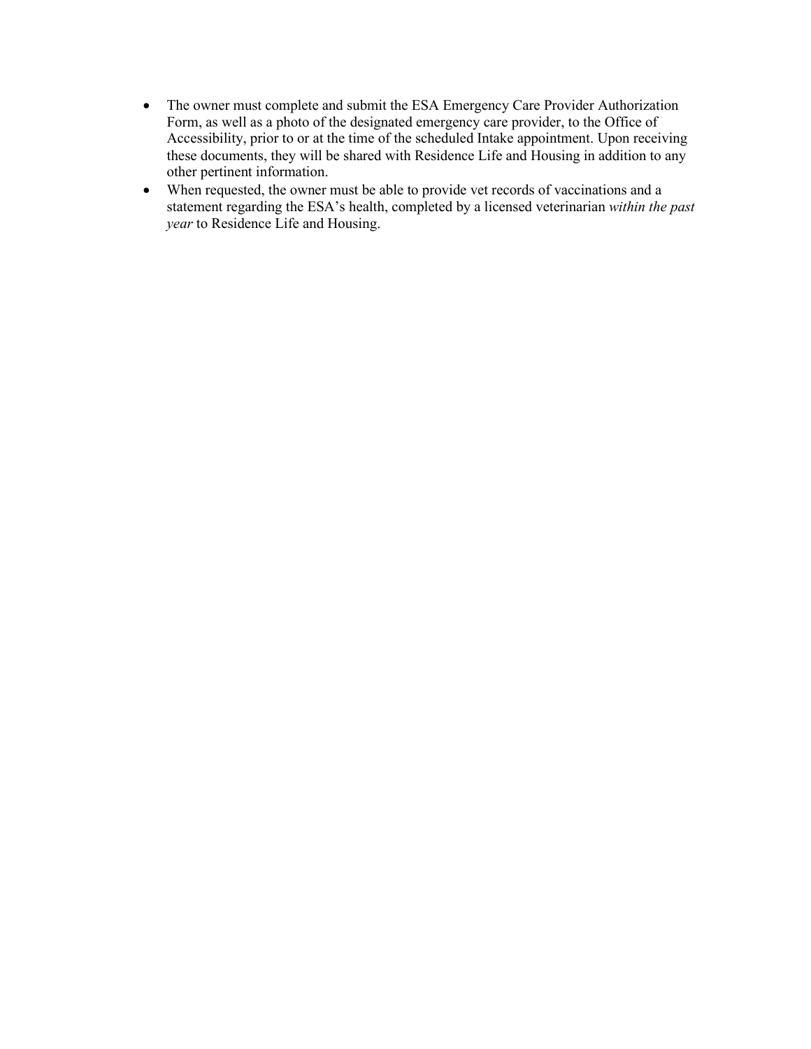- The owner must complete and submit the ESA Emergency Care Provider Authorization Form, as well as a photo of the designated emergency care provider, to the Office of Accessibility, prior to or at the time of the scheduled Intake appointment. Upon receiving these documents, they will be shared with Residence Life and Housing in addition to any other pertinent information.
- When requested, the owner must be able to provide vet records of vaccinations and a statement regarding the ESA's health, completed by a licensed veterinarian *within the past year* to Residence Life and Housing.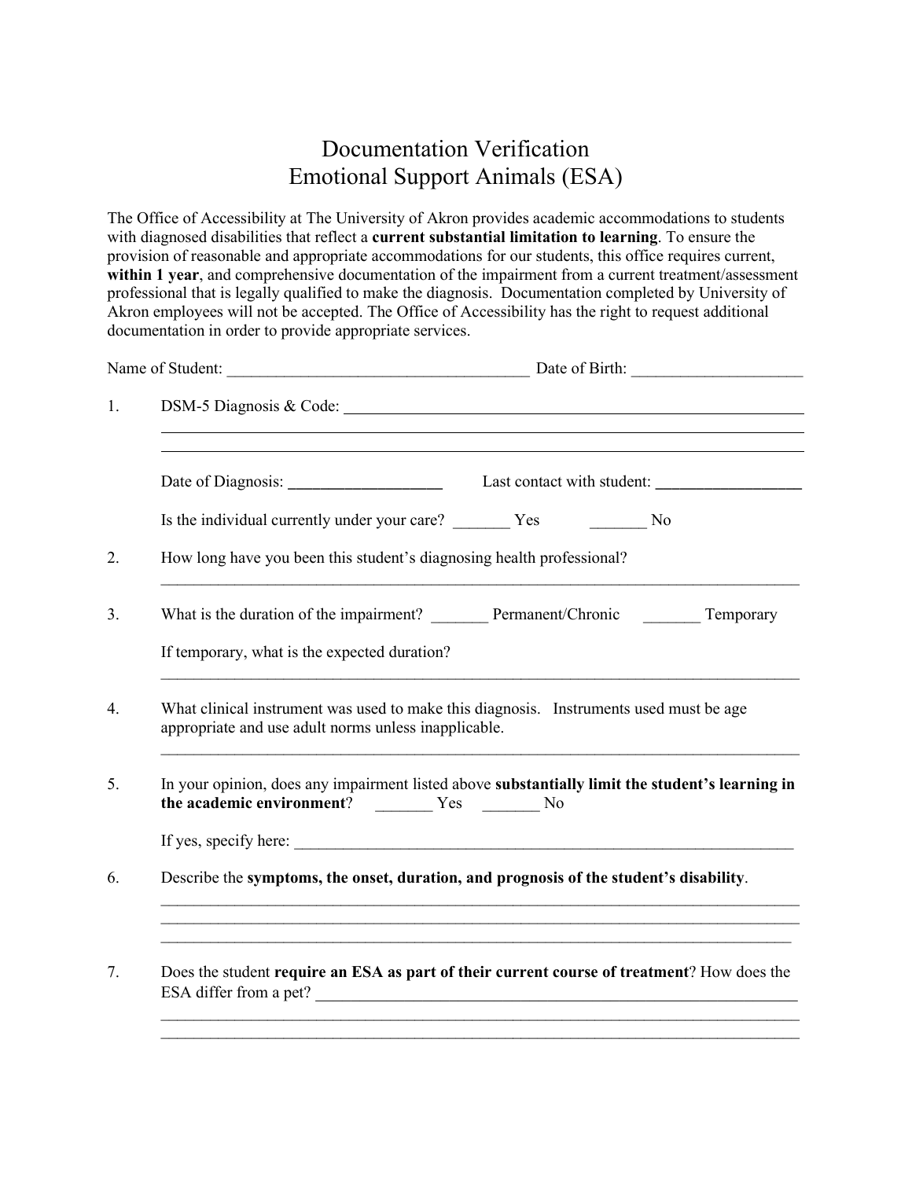# Documentation Verification
# Emotional Support Animals (ESA)

The Office of Accessibility at The University of Akron provides academic accommodations to students with diagnosed disabilities that reflect a **current substantial limitation to learning**. To ensure the provision of reasonable and appropriate accommodations for our students, this office requires current, **within 1 year**, and comprehensive documentation of the impairment from a current treatment/assessment professional that is legally qualified to make the diagnosis. Documentation completed by University of Akron employees will not be accepted. The Office of Accessibility has the right to request additional documentation in order to provide appropriate services.

Name of Student: _____________________________________ Date of Birth: _____________________

1. DSM-5 Diagnosis & Code: ____________________________________________________________

   ______________________________________________________________________________

   ______________________________________________________________________________

   Date of Diagnosis: ___________________ Last contact with student: __________________

   Is the individual currently under your care? _______ Yes _______ No

2. How long have you been this student's diagnosing health professional?

   ______________________________________________________________________________

3. What is the duration of the impairment? _______ Permanent/Chronic _______ Temporary

   If temporary, what is the expected duration?

   ______________________________________________________________________________

4. What clinical instrument was used to make this diagnosis. Instruments used must be age appropriate and use adult norms unless inapplicable.

   ______________________________________________________________________________

5. In your opinion, does any impairment listed above **substantially limit the student's learning in the academic environment**? _______ Yes _______ No

   If yes, specify here: _________________________________________________________________

6. Describe the **symptoms, the onset, duration, and prognosis of the student's disability**.

   ______________________________________________________________________________

   ______________________________________________________________________________

   ______________________________________________________________________________

7. Does the student **require an ESA as part of their current course of treatment**? How does the ESA differ from a pet? ________________________________________________________________

   ______________________________________________________________________________

   ______________________________________________________________________________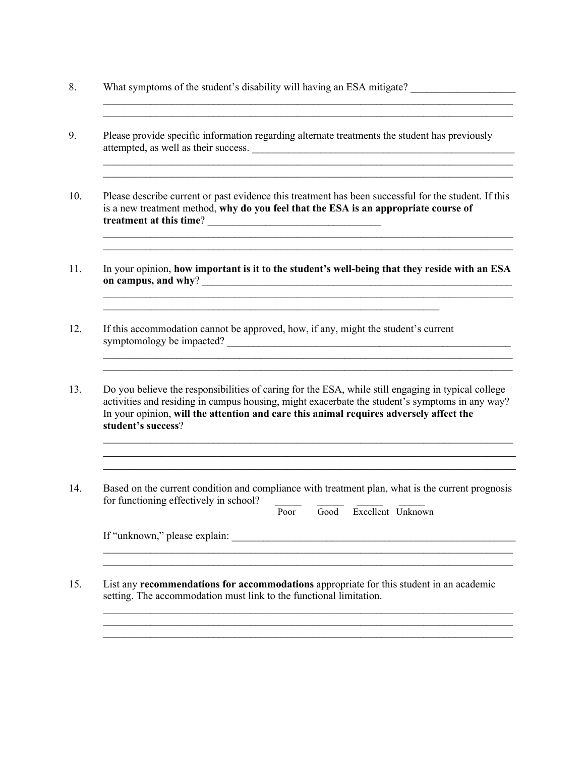8. What symptoms of the student's disability will having an ESA mitigate? ____________________
_________________________________________________________________________________
_________________________________________________________________________________

9. Please provide specific information regarding alternate treatments the student has previously attempted, as well as their success. ___________________________________________________
_________________________________________________________________________________
_________________________________________________________________________________

10. Please describe current or past evidence this treatment has been successful for the student. If this is a new treatment method, **why do you feel that the ESA is an appropriate course of treatment at this time**? __________________________________
_________________________________________________________________________________
_________________________________________________________________________________

11. In your opinion, **how important is it to the student's well-being that they reside with an ESA on campus, and why**? ______________________________________________________________
_________________________________________________________________________________
__________________________________________________________________

12. If this accommodation cannot be approved, how, if any, might the student's current symptomology be impacted? ________________________________________________________
_________________________________________________________________________________
_________________________________________________________________________________

13. Do you believe the responsibilities of caring for the ESA, while still engaging in typical college activities and residing in campus housing, might exacerbate the student's symptoms in any way? In your opinion, **will the attention and care this animal requires adversely affect the student's success**?
_________________________________________________________________________________
_________________________________________________________________________________
_________________________________________________________________________________

14. Based on the current condition and compliance with treatment plan, what is the current prognosis for functioning effectively in school? _____ Poor _____ Good _____ Excellent _____ Unknown

If "unknown," please explain: _______________________________________________________
_________________________________________________________________________________
_________________________________________________________________________________

15. List any **recommendations for accommodations** appropriate for this student in an academic setting. The accommodation must link to the functional limitation.
_________________________________________________________________________________
_________________________________________________________________________________
_________________________________________________________________________________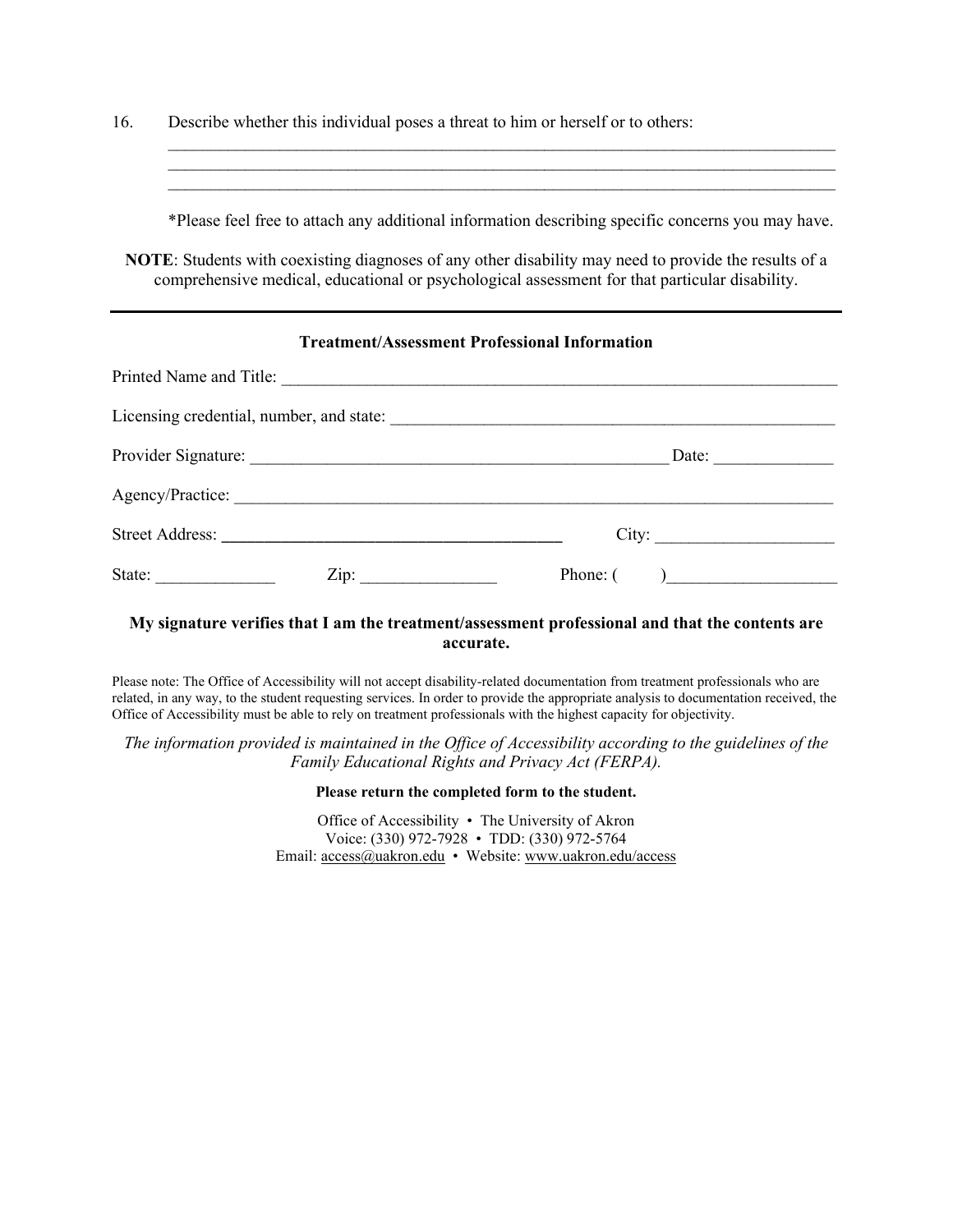16. Describe whether this individual poses a threat to him or herself or to others:

____________________________________________________________________________
____________________________________________________________________________
____________________________________________________________________________

*Please feel free to attach any additional information describing specific concerns you may have.

**NOTE**: Students with coexisting diagnoses of any other disability may need to provide the results of a comprehensive medical, educational or psychological assessment for that particular disability.

---

**Treatment/Assessment Professional Information**

Printed Name and Title: ____________________________________________________________________

Licensing credential, number, and state: ______________________________________________________

Provider Signature: ___________________________________________________ Date: ______________

Agency/Practice: ________________________________________________________________________

Street Address: ________________________________________ City: _____________________

State: ______________ Zip: ________________ Phone: ( ) ____________________

**My signature verifies that I am the treatment/assessment professional and that the contents are accurate.**

Please note: The Office of Accessibility will not accept disability-related documentation from treatment professionals who are related, in any way, to the student requesting services. In order to provide the appropriate analysis to documentation received, the Office of Accessibility must be able to rely on treatment professionals with the highest capacity for objectivity.

*The information provided is maintained in the Office of Accessibility according to the guidelines of the Family Educational Rights and Privacy Act (FERPA).*

**Please return the completed form to the student.**

Office of Accessibility • The University of Akron
Voice: (330) 972-7928 • TDD: (330) 972-5764
Email: access@uakron.edu • Website: www.uakron.edu/access